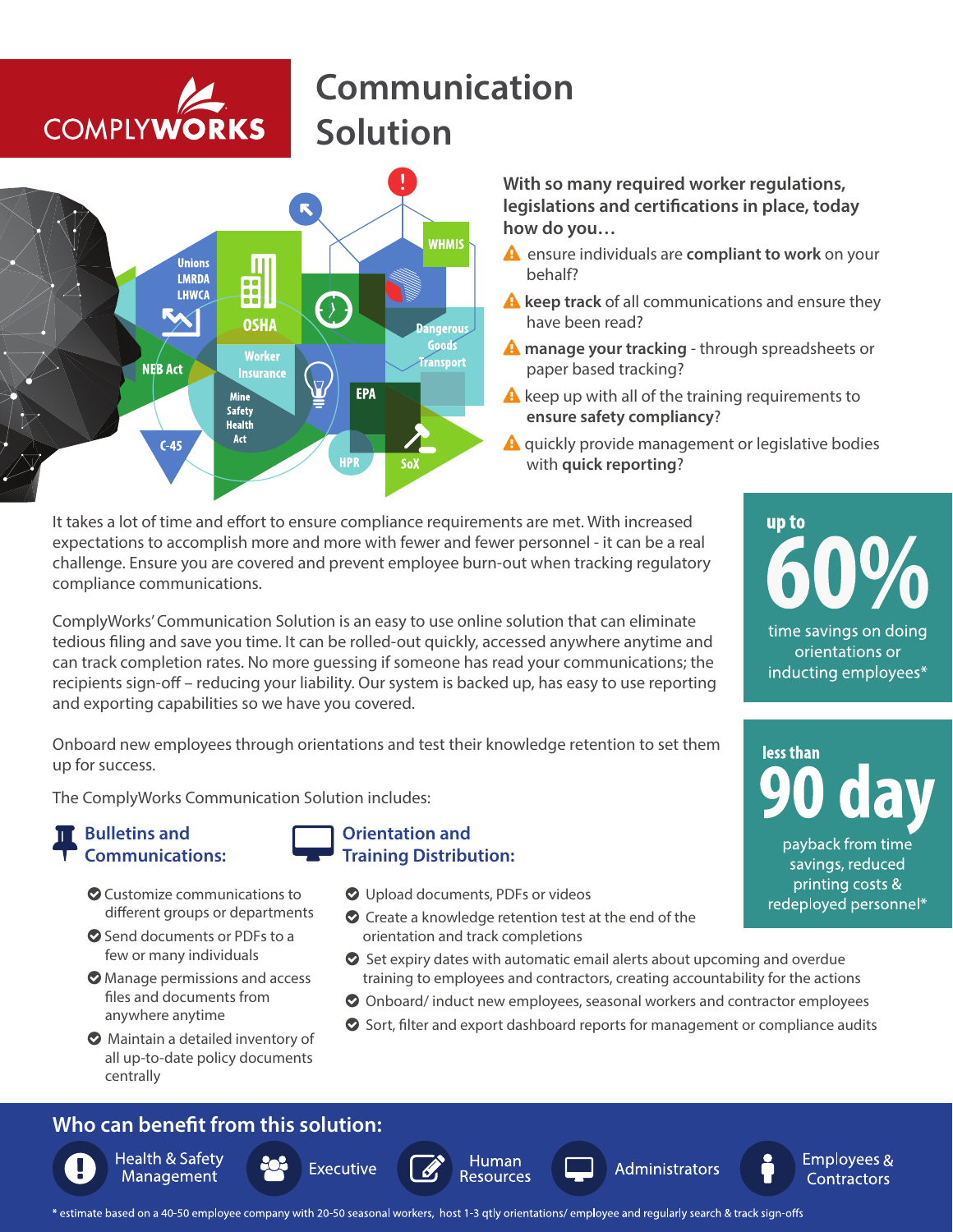COMPLYWORKS

# Communication Solution

**With so many required worker regulations, legislations and certifications in place, today how do you…**

- ensure individuals are **compliant to work** on your behalf?
- **keep track** of all communications and ensure they have been read?
- **manage your tracking** - through spreadsheets or paper based tracking?
- keep up with all of the training requirements to **ensure safety compliancy**?
- quickly provide management or legislative bodies with **quick reporting**?

It takes a lot of time and effort to ensure compliance requirements are met. With increased expectations to accomplish more and more with fewer and fewer personnel - it can be a real challenge. Ensure you are covered and prevent employee burn-out when tracking regulatory compliance communications.

ComplyWorks' Communication Solution is an easy to use online solution that can eliminate tedious filing and save you time. It can be rolled-out quickly, accessed anywhere anytime and can track completion rates. No more guessing if someone has read your communications; the recipients sign-off – reducing your liability. Our system is backed up, has easy to use reporting and exporting capabilities so we have you covered.

Onboard new employees through orientations and test their knowledge retention to set them up for success.

**up to 60%** time savings on doing orientations or inducting employees*

**less than 90 day** payback from time savings, reduced printing costs & redeployed personnel*

The ComplyWorks Communication Solution includes:

### Bulletins and Communications:

- Customize communications to different groups or departments
- Send documents or PDFs to a few or many individuals
- Manage permissions and access files and documents from anywhere anytime
- Maintain a detailed inventory of all up-to-date policy documents centrally

### Orientation and Training Distribution:

- Upload documents, PDFs or videos
- Create a knowledge retention test at the end of the orientation and track completions
- Set expiry dates with automatic email alerts about upcoming and overdue training to employees and contractors, creating accountability for the actions
- Onboard/ induct new employees, seasonal workers and contractor employees
- Sort, filter and export dashboard reports for management or compliance audits

## Who can benefit from this solution:

- Health & Safety Management
- Executive
- Human Resources
- Administrators
- Employees & Contractors

* estimate based on a 40-50 employee company with 20-50 seasonal workers, host 1-3 qtly orientations/ employee and regularly search & track sign-offs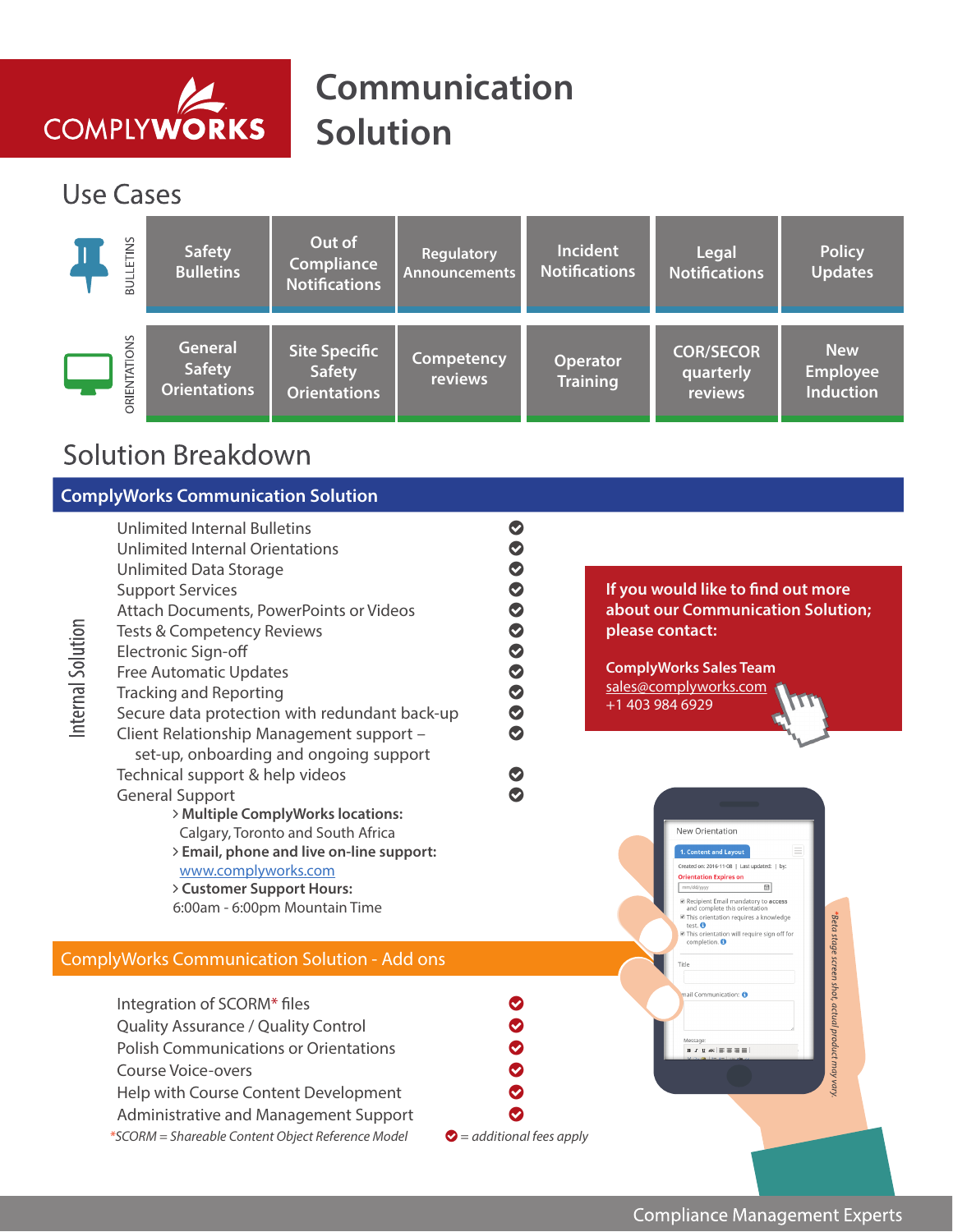COMPLYWORKS

# Communication Solution

## Use Cases

| | | | | | | |
|---|---|---|---|---|---|---|
| BULLETINS | Safety Bulletins | Out of Compliance Notifications | Regulatory Announcements | Incident Notifications | Legal Notifications | Policy Updates |
| ORIENTATIONS | General Safety Orientations | Site Specific Safety Orientations | Competency reviews | Operator Training | COR/SECOR quarterly reviews | New Employee Induction |

## Solution Breakdown

### ComplyWorks Communication Solution

**Internal Solution**

- Unlimited Internal Bulletins ✔
- Unlimited Internal Orientations ✔
- Unlimited Data Storage ✔
- Support Services ✔
- Attach Documents, PowerPoints or Videos ✔
- Tests & Competency Reviews ✔
- Electronic Sign-off ✔
- Free Automatic Updates ✔
- Tracking and Reporting ✔
- Secure data protection with redundant back-up ✔
- Client Relationship Management support – set-up, onboarding and ongoing support ✔
- Technical support & help videos ✔
- General Support ✔
  - › **Multiple ComplyWorks locations:** Calgary, Toronto and South Africa
  - › **Email, phone and live on-line support:** www.complyworks.com
  - › **Customer Support Hours:** 6:00am - 6:00pm Mountain Time

**If you would like to find out more about our Communication Solution; please contact:**

**ComplyWorks Sales Team**
sales@complyworks.com
+1 403 984 6929

### ComplyWorks Communication Solution - Add ons

- Integration of SCORM* files ✔
- Quality Assurance / Quality Control ✔
- Polish Communications or Orientations ✔
- Course Voice-overs ✔
- Help with Course Content Development ✔
- Administrative and Management Support ✔

*\*SCORM = Shareable Content Object Reference Model*

✔ *= additional fees apply*

*\*Beta stage screen shot, actual product may vary.*

Compliance Management Experts